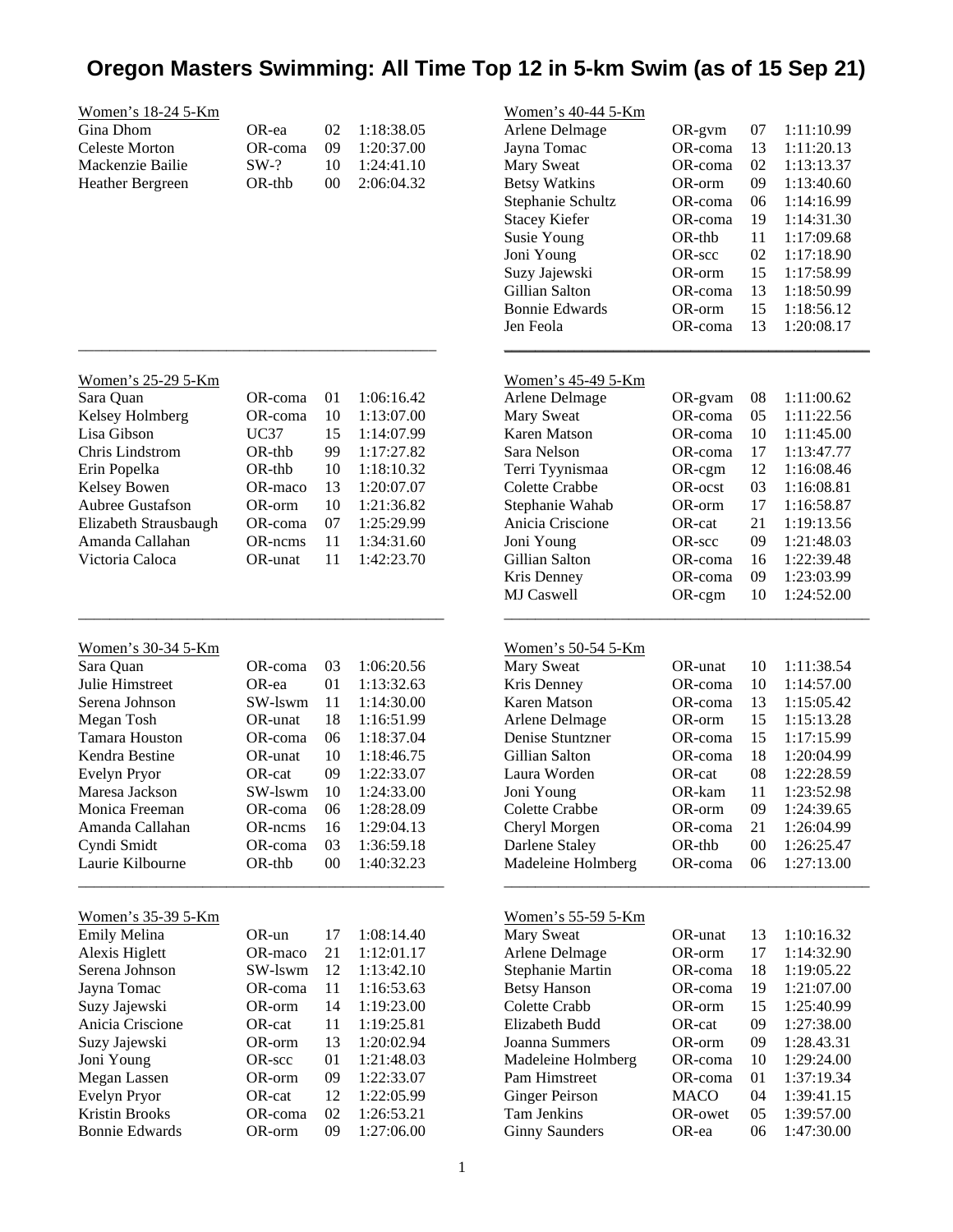# Oregon Masters Swimming: All Time Top 12 in 5-km Swim (as of 15 Sep 21)

## Women's 18-24 5-Km

| Name | Club | Year | Time |
|---|---|---|---|
| Gina Dhom | OR-ea | 02 | 1:18:38.05 |
| Celeste Morton | OR-coma | 09 | 1:20:37.00 |
| Mackenzie Bailie | SW-? | 10 | 1:24:41.10 |
| Heather Bergreen | OR-thb | 00 | 2:06:04.32 |

## Women's 25-29 5-Km

| Name | Club | Year | Time |
|---|---|---|---|
| Sara Quan | OR-coma | 01 | 1:06:16.42 |
| Kelsey Holmberg | OR-coma | 10 | 1:13:07.00 |
| Lisa Gibson | UC37 | 15 | 1:14:07.99 |
| Chris Lindstrom | OR-thb | 99 | 1:17:27.82 |
| Erin Popelka | OR-thb | 10 | 1:18:10.32 |
| Kelsey Bowen | OR-maco | 13 | 1:20:07.07 |
| Aubree Gustafson | OR-orm | 10 | 1:21:36.82 |
| Elizabeth Strausbaugh | OR-coma | 07 | 1:25:29.99 |
| Amanda Callahan | OR-ncms | 11 | 1:34:31.60 |
| Victoria Caloca | OR-unat | 11 | 1:42:23.70 |

## Women's 30-34 5-Km

| Name | Club | Year | Time |
|---|---|---|---|
| Sara Quan | OR-coma | 03 | 1:06:20.56 |
| Julie Himstreet | OR-ea | 01 | 1:13:32.63 |
| Serena Johnson | SW-lswm | 11 | 1:14:30.00 |
| Megan Tosh | OR-unat | 18 | 1:16:51.99 |
| Tamara Houston | OR-coma | 06 | 1:18:37.04 |
| Kendra Bestine | OR-unat | 10 | 1:18:46.75 |
| Evelyn Pryor | OR-cat | 09 | 1:22:33.07 |
| Maresa Jackson | SW-lswm | 10 | 1:24:33.00 |
| Monica Freeman | OR-coma | 06 | 1:28:28.09 |
| Amanda Callahan | OR-ncms | 16 | 1:29:04.13 |
| Cyndi Smidt | OR-coma | 03 | 1:36:59.18 |
| Laurie Kilbourne | OR-thb | 00 | 1:40:32.23 |

## Women's 35-39 5-Km

| Name | Club | Year | Time |
|---|---|---|---|
| Emily Melina | OR-un | 17 | 1:08:14.40 |
| Alexis Higlett | OR-maco | 21 | 1:12:01.17 |
| Serena Johnson | SW-lswm | 12 | 1:13:42.10 |
| Jayna Tomac | OR-coma | 11 | 1:16:53.63 |
| Suzy Jajewski | OR-orm | 14 | 1:19:23.00 |
| Anicia Criscione | OR-cat | 11 | 1:19:25.81 |
| Suzy Jajewski | OR-orm | 13 | 1:20:02.94 |
| Joni Young | OR-scc | 01 | 1:21:48.03 |
| Megan Lassen | OR-orm | 09 | 1:22:33.07 |
| Evelyn Pryor | OR-cat | 12 | 1:22:05.99 |
| Kristin Brooks | OR-coma | 02 | 1:26:53.21 |
| Bonnie Edwards | OR-orm | 09 | 1:27:06.00 |

## Women's 40-44 5-Km

| Name | Club | Year | Time |
|---|---|---|---|
| Arlene Delmage | OR-gvm | 07 | 1:11:10.99 |
| Jayna Tomac | OR-coma | 13 | 1:11:20.13 |
| Mary Sweat | OR-coma | 02 | 1:13:13.37 |
| Betsy Watkins | OR-orm | 09 | 1:13:40.60 |
| Stephanie Schultz | OR-coma | 06 | 1:14:16.99 |
| Stacey Kiefer | OR-coma | 19 | 1:14:31.30 |
| Susie Young | OR-thb | 11 | 1:17:09.68 |
| Joni Young | OR-scc | 02 | 1:17:18.90 |
| Suzy Jajewski | OR-orm | 15 | 1:17:58.99 |
| Gillian Salton | OR-coma | 13 | 1:18:50.99 |
| Bonnie Edwards | OR-orm | 15 | 1:18:56.12 |
| Jen Feola | OR-coma | 13 | 1:20:08.17 |

## Women's 45-49 5-Km

| Name | Club | Year | Time |
|---|---|---|---|
| Arlene Delmage | OR-gvam | 08 | 1:11:00.62 |
| Mary Sweat | OR-coma | 05 | 1:11:22.56 |
| Karen Matson | OR-coma | 10 | 1:11:45.00 |
| Sara Nelson | OR-coma | 17 | 1:13:47.77 |
| Terri Tyynismaa | OR-cgm | 12 | 1:16:08.46 |
| Colette Crabbe | OR-ocst | 03 | 1:16:08.81 |
| Stephanie Wahab | OR-orm | 17 | 1:16:58.87 |
| Anicia Criscione | OR-cat | 21 | 1:19:13.56 |
| Joni Young | OR-scc | 09 | 1:21:48.03 |
| Gillian Salton | OR-coma | 16 | 1:22:39.48 |
| Kris Denney | OR-coma | 09 | 1:23:03.99 |
| MJ Caswell | OR-cgm | 10 | 1:24:52.00 |

## Women's 50-54 5-Km

| Name | Club | Year | Time |
|---|---|---|---|
| Mary Sweat | OR-unat | 10 | 1:11:38.54 |
| Kris Denney | OR-coma | 10 | 1:14:57.00 |
| Karen Matson | OR-coma | 13 | 1:15:05.42 |
| Arlene Delmage | OR-orm | 15 | 1:15:13.28 |
| Denise Stuntzner | OR-coma | 15 | 1:17:15.99 |
| Gillian Salton | OR-coma | 18 | 1:20:04.99 |
| Laura Worden | OR-cat | 08 | 1:22:28.59 |
| Joni Young | OR-kam | 11 | 1:23:52.98 |
| Colette Crabbe | OR-orm | 09 | 1:24:39.65 |
| Cheryl Morgen | OR-coma | 21 | 1:26:04.99 |
| Darlene Staley | OR-thb | 00 | 1:26:25.47 |
| Madeleine Holmberg | OR-coma | 06 | 1:27:13.00 |

## Women's 55-59 5-Km

| Name | Club | Year | Time |
|---|---|---|---|
| Mary Sweat | OR-unat | 13 | 1:10:16.32 |
| Arlene Delmage | OR-orm | 17 | 1:14:32.90 |
| Stephanie Martin | OR-coma | 18 | 1:19:05.22 |
| Betsy Hanson | OR-coma | 19 | 1:21:07.00 |
| Colette Crabb | OR-orm | 15 | 1:25:40.99 |
| Elizabeth Budd | OR-cat | 09 | 1:27:38.00 |
| Joanna Summers | OR-orm | 09 | 1:28.43.31 |
| Madeleine Holmberg | OR-coma | 10 | 1:29:24.00 |
| Pam Himstreet | OR-coma | 01 | 1:37:19.34 |
| Ginger Peirson | MACO | 04 | 1:39:41.15 |
| Tam Jenkins | OR-owet | 05 | 1:39:57.00 |
| Ginny Saunders | OR-ea | 06 | 1:47:30.00 |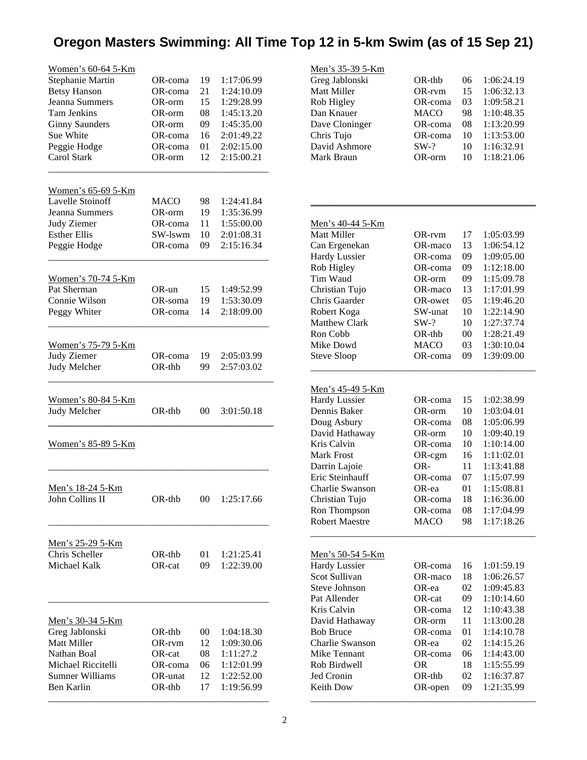# Oregon Masters Swimming: All Time Top 12 in 5-km Swim (as of 15 Sep 21)

## Women's 60-64 5-Km

| Name | Club | Year | Time |
|---|---|---|---|
| Stephanie Martin | OR-coma | 19 | 1:17:06.99 |
| Betsy Hanson | OR-coma | 21 | 1:24:10.09 |
| Jeanna Summers | OR-orm | 15 | 1:29:28.99 |
| Tam Jenkins | OR-orm | 08 | 1:45:13.20 |
| Ginny Saunders | OR-orm | 09 | 1:45:35.00 |
| Sue White | OR-coma | 16 | 2:01:49.22 |
| Peggie Hodge | OR-coma | 01 | 2:02:15.00 |
| Carol Stark | OR-orm | 12 | 2:15:00.21 |

## Women's 65-69 5-Km

| Name | Club | Year | Time |
|---|---|---|---|
| Lavelle Stoinoff | MACO | 98 | 1:24:41.84 |
| Jeanna Summers | OR-orm | 19 | 1:35:36.99 |
| Judy Ziemer | OR-coma | 11 | 1:55:00.00 |
| Esther Ellis | SW-lswm | 10 | 2:01:08.31 |
| Peggie Hodge | OR-coma | 09 | 2:15:16.34 |

## Women's 70-74 5-Km

| Name | Club | Year | Time |
|---|---|---|---|
| Pat Sherman | OR-un | 15 | 1:49:52.99 |
| Connie Wilson | OR-soma | 19 | 1:53:30.09 |
| Peggy Whiter | OR-coma | 14 | 2:18:09.00 |

## Women's 75-79 5-Km

| Name | Club | Year | Time |
|---|---|---|---|
| Judy Ziemer | OR-coma | 19 | 2:05:03.99 |
| Judy Melcher | OR-thb | 99 | 2:57:03.02 |

## Women's 80-84 5-Km

| Name | Club | Year | Time |
|---|---|---|---|
| Judy Melcher | OR-thb | 00 | 3:01:50.18 |

## Women's 85-89 5-Km

## Men's 18-24 5-Km

| Name | Club | Year | Time |
|---|---|---|---|
| John Collins II | OR-thb | 00 | 1:25:17.66 |

## Men's 25-29 5-Km

| Name | Club | Year | Time |
|---|---|---|---|
| Chris Scheller | OR-thb | 01 | 1:21:25.41 |
| Michael Kalk | OR-cat | 09 | 1:22:39.00 |

## Men's 30-34 5-Km

| Name | Club | Year | Time |
|---|---|---|---|
| Greg Jablonski | OR-thb | 00 | 1:04:18.30 |
| Matt Miller | OR-rvm | 12 | 1:09:30.06 |
| Nathan Boal | OR-cat | 08 | 1:11:27.2 |
| Michael Riccitelli | OR-coma | 06 | 1:12:01.99 |
| Sumner Williams | OR-unat | 12 | 1:22:52.00 |
| Ben Karlin | OR-thb | 17 | 1:19:56.99 |

## Men's 35-39 5-Km

| Name | Club | Year | Time |
|---|---|---|---|
| Greg Jablonski | OR-thb | 06 | 1:06:24.19 |
| Matt Miller | OR-rvm | 15 | 1:06:32.13 |
| Rob Higley | OR-coma | 03 | 1:09:58.21 |
| Dan Knauer | MACO | 98 | 1:10:48.35 |
| Dave Cloninger | OR-coma | 08 | 1:13:20.99 |
| Chris Tujo | OR-coma | 10 | 1:13:53.00 |
| David Ashmore | SW-? | 10 | 1:16:32.91 |
| Mark Braun | OR-orm | 10 | 1:18:21.06 |

## Men's 40-44 5-Km

| Name | Club | Year | Time |
|---|---|---|---|
| Matt Miller | OR-rvm | 17 | 1:05:03.99 |
| Can Ergenekan | OR-maco | 13 | 1:06:54.12 |
| Hardy Lussier | OR-coma | 09 | 1:09:05.00 |
| Rob Higley | OR-coma | 09 | 1:12:18.00 |
| Tim Waud | OR-orm | 09 | 1:15:09.78 |
| Christian Tujo | OR-maco | 13 | 1:17:01.99 |
| Chris Gaarder | OR-owet | 05 | 1:19:46.20 |
| Robert Koga | SW-unat | 10 | 1:22:14.90 |
| Matthew Clark | SW-? | 10 | 1:27:37.74 |
| Ron Cobb | OR-thb | 00 | 1:28:21.49 |
| Mike Dowd | MACO | 03 | 1:30:10.04 |
| Steve Sloop | OR-coma | 09 | 1:39:09.00 |

## Men's 45-49 5-Km

| Name | Club | Year | Time |
|---|---|---|---|
| Hardy Lussier | OR-coma | 15 | 1:02:38.99 |
| Dennis Baker | OR-orm | 10 | 1:03:04.01 |
| Doug Asbury | OR-coma | 08 | 1:05:06.99 |
| David Hathaway | OR-orm | 10 | 1:09:40.19 |
| Kris Calvin | OR-coma | 10 | 1:10:14.00 |
| Mark Frost | OR-cgm | 16 | 1:11:02.01 |
| Darrin Lajoie | OR- | 11 | 1:13:41.88 |
| Eric Steinhauff | OR-coma | 07 | 1:15:07.99 |
| Charlie Swanson | OR-ea | 01 | 1:15:08.81 |
| Christian Tujo | OR-coma | 18 | 1:16:36.00 |
| Ron Thompson | OR-coma | 08 | 1:17:04.99 |
| Robert Maestre | MACO | 98 | 1:17:18.26 |

## Men's 50-54 5-Km

| Name | Club | Year | Time |
|---|---|---|---|
| Hardy Lussier | OR-coma | 16 | 1:01:59.19 |
| Scot Sullivan | OR-maco | 18 | 1:06:26.57 |
| Steve Johnson | OR-ea | 02 | 1:09:45.83 |
| Pat Allender | OR-cat | 09 | 1:10:14.60 |
| Kris Calvin | OR-coma | 12 | 1:10:43.38 |
| David Hathaway | OR-orm | 11 | 1:13:00.28 |
| Bob Bruce | OR-coma | 01 | 1:14:10.78 |
| Charlie Swanson | OR-ea | 02 | 1:14:15.26 |
| Mike Tennant | OR-coma | 06 | 1:14:43.00 |
| Rob Birdwell | OR | 18 | 1:15:55.99 |
| Jed Cronin | OR-thb | 02 | 1:16:37.87 |
| Keith Dow | OR-open | 09 | 1:21:35.99 |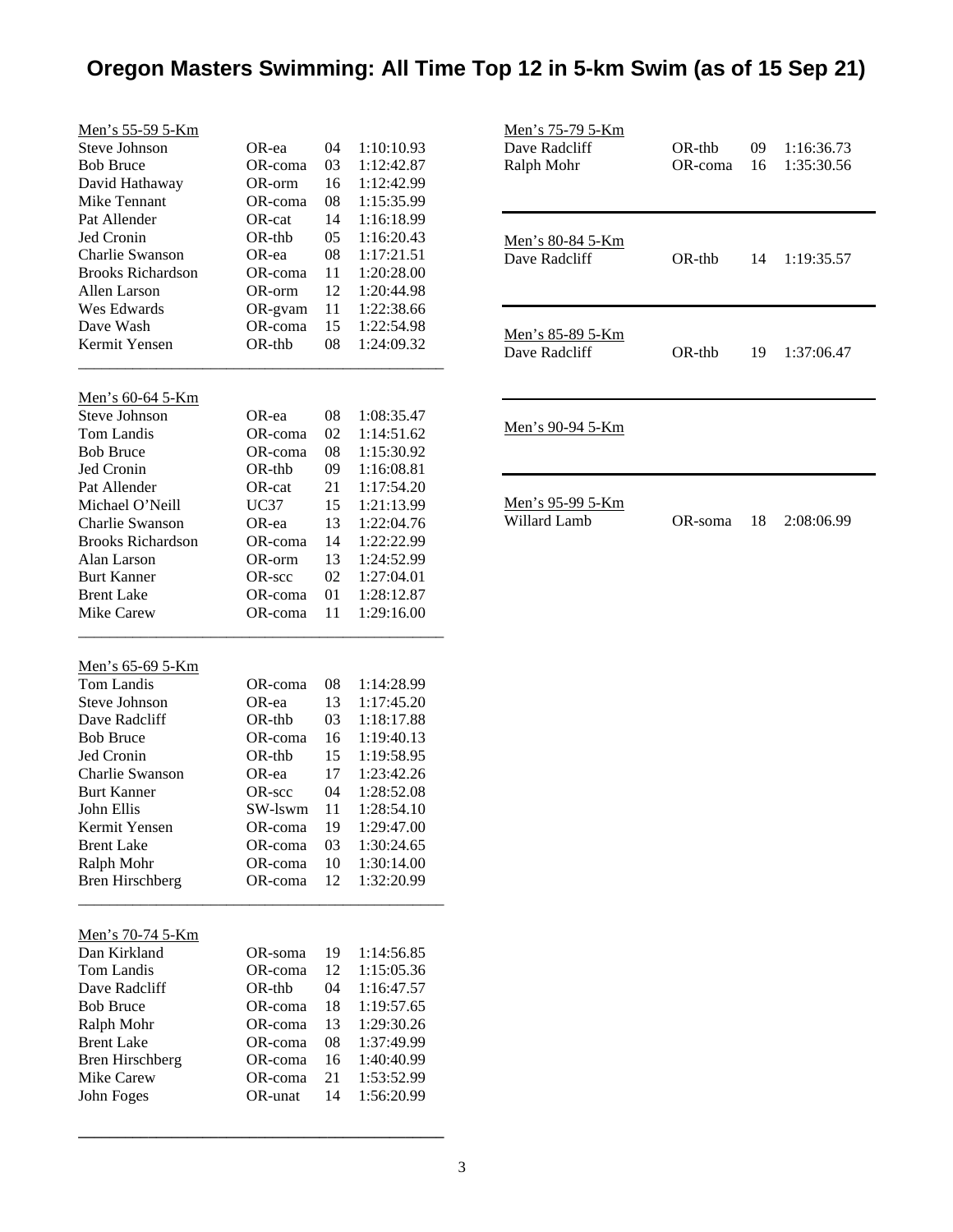# Oregon Masters Swimming: All Time Top 12 in 5-km Swim (as of 15 Sep 21)

Men's 55-59 5-Km

| | | | |
|---|---|---|---|
| Steve Johnson | OR-ea | 04 | 1:10:10.93 |
| Bob Bruce | OR-coma | 03 | 1:12:42.87 |
| David Hathaway | OR-orm | 16 | 1:12:42.99 |
| Mike Tennant | OR-coma | 08 | 1:15:35.99 |
| Pat Allender | OR-cat | 14 | 1:16:18.99 |
| Jed Cronin | OR-thb | 05 | 1:16:20.43 |
| Charlie Swanson | OR-ea | 08 | 1:17:21.51 |
| Brooks Richardson | OR-coma | 11 | 1:20:28.00 |
| Allen Larson | OR-orm | 12 | 1:20:44.98 |
| Wes Edwards | OR-gvam | 11 | 1:22:38.66 |
| Dave Wash | OR-coma | 15 | 1:22:54.98 |
| Kermit Yensen | OR-thb | 08 | 1:24:09.32 |

Men's 60-64 5-Km

| | | | |
|---|---|---|---|
| Steve Johnson | OR-ea | 08 | 1:08:35.47 |
| Tom Landis | OR-coma | 02 | 1:14:51.62 |
| Bob Bruce | OR-coma | 08 | 1:15:30.92 |
| Jed Cronin | OR-thb | 09 | 1:16:08.81 |
| Pat Allender | OR-cat | 21 | 1:17:54.20 |
| Michael O'Neill | UC37 | 15 | 1:21:13.99 |
| Charlie Swanson | OR-ea | 13 | 1:22:04.76 |
| Brooks Richardson | OR-coma | 14 | 1:22:22.99 |
| Alan Larson | OR-orm | 13 | 1:24:52.99 |
| Burt Kanner | OR-scc | 02 | 1:27:04.01 |
| Brent Lake | OR-coma | 01 | 1:28:12.87 |
| Mike Carew | OR-coma | 11 | 1:29:16.00 |

Men's 65-69 5-Km

| | | | |
|---|---|---|---|
| Tom Landis | OR-coma | 08 | 1:14:28.99 |
| Steve Johnson | OR-ea | 13 | 1:17:45.20 |
| Dave Radcliff | OR-thb | 03 | 1:18:17.88 |
| Bob Bruce | OR-coma | 16 | 1:19:40.13 |
| Jed Cronin | OR-thb | 15 | 1:19:58.95 |
| Charlie Swanson | OR-ea | 17 | 1:23:42.26 |
| Burt Kanner | OR-scc | 04 | 1:28:52.08 |
| John Ellis | SW-lswm | 11 | 1:28:54.10 |
| Kermit Yensen | OR-coma | 19 | 1:29:47.00 |
| Brent Lake | OR-coma | 03 | 1:30:24.65 |
| Ralph Mohr | OR-coma | 10 | 1:30:14.00 |
| Bren Hirschberg | OR-coma | 12 | 1:32:20.99 |

Men's 70-74 5-Km

| | | | |
|---|---|---|---|
| Dan Kirkland | OR-soma | 19 | 1:14:56.85 |
| Tom Landis | OR-coma | 12 | 1:15:05.36 |
| Dave Radcliff | OR-thb | 04 | 1:16:47.57 |
| Bob Bruce | OR-coma | 18 | 1:19:57.65 |
| Ralph Mohr | OR-coma | 13 | 1:29:30.26 |
| Brent Lake | OR-coma | 08 | 1:37:49.99 |
| Bren Hirschberg | OR-coma | 16 | 1:40:40.99 |
| Mike Carew | OR-coma | 21 | 1:53:52.99 |
| John Foges | OR-unat | 14 | 1:56:20.99 |

Men's 75-79 5-Km

| | | | |
|---|---|---|---|
| Dave Radcliff | OR-thb | 09 | 1:16:36.73 |
| Ralph Mohr | OR-coma | 16 | 1:35:30.56 |

Men's 80-84 5-Km

| | | | |
|---|---|---|---|
| Dave Radcliff | OR-thb | 14 | 1:19:35.57 |

Men's 85-89 5-Km

| | | | |
|---|---|---|---|
| Dave Radcliff | OR-thb | 19 | 1:37:06.47 |

Men's 90-94 5-Km

Men's 95-99 5-Km

| | | | |
|---|---|---|---|
| Willard Lamb | OR-soma | 18 | 2:08:06.99 |